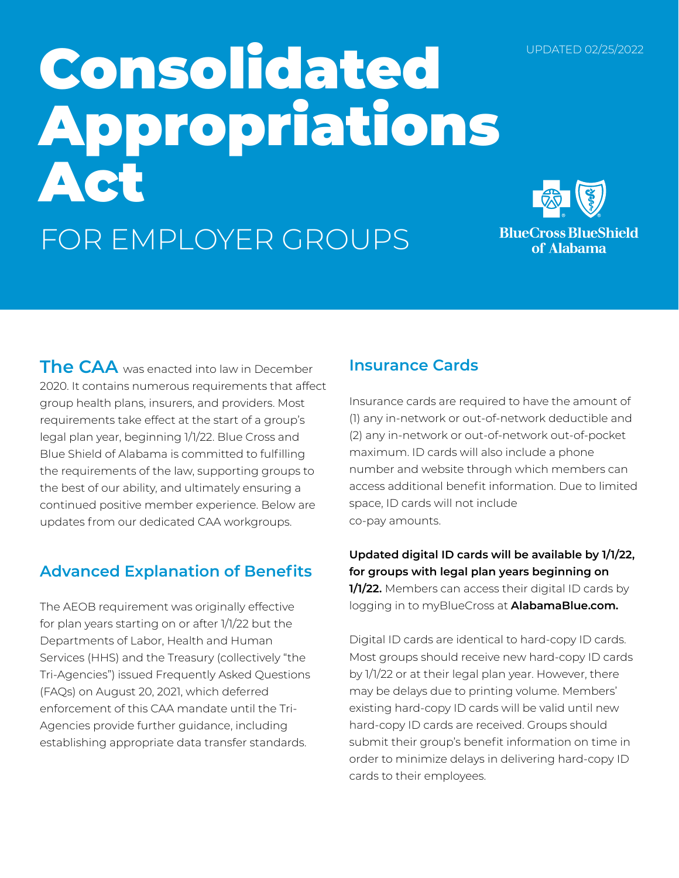UPDATED 02/25/2022

# Consolidated Appropriations Act

## FOR EMPLOYER GROUPS

BlueCross BlueShield of Alabama

**The CAA** was enacted into law in December 2020. It contains numerous requirements that affect group health plans, insurers, and providers. Most requirements take effect at the start of a group's legal plan year, beginning 1/1/22. Blue Cross and Blue Shield of Alabama is committed to fulfilling the requirements of the law, supporting groups to the best of our ability, and ultimately ensuring a continued positive member experience. Below are updates from our dedicated CAA workgroups.

## Advanced Explanation of Benefits

The AEOB requirement was originally effective for plan years starting on or after 1/1/22 but the Departments of Labor, Health and Human Services (HHS) and the Treasury (collectively "the Tri-Agencies") issued Frequently Asked Questions (FAQs) on August 20, 2021, which deferred enforcement of this CAA mandate until the Tri-Agencies provide further guidance, including establishing appropriate data transfer standards.

## Insurance Cards

Insurance cards are required to have the amount of (1) any in-network or out-of-network deductible and (2) any in-network or out-of-network out-of-pocket maximum. ID cards will also include a phone number and website through which members can access additional benefit information. Due to limited space, ID cards will not include co-pay amounts.

**Updated digital ID cards will be available by 1/1/22, for groups with legal plan years beginning on 1/1/22.** Members can access their digital ID cards by logging in to myBlueCross at **AlabamaBlue.com.**

Digital ID cards are identical to hard-copy ID cards. Most groups should receive new hard-copy ID cards by 1/1/22 or at their legal plan year. However, there may be delays due to printing volume. Members' existing hard-copy ID cards will be valid until new hard-copy ID cards are received. Groups should submit their group's benefit information on time in order to minimize delays in delivering hard-copy ID cards to their employees.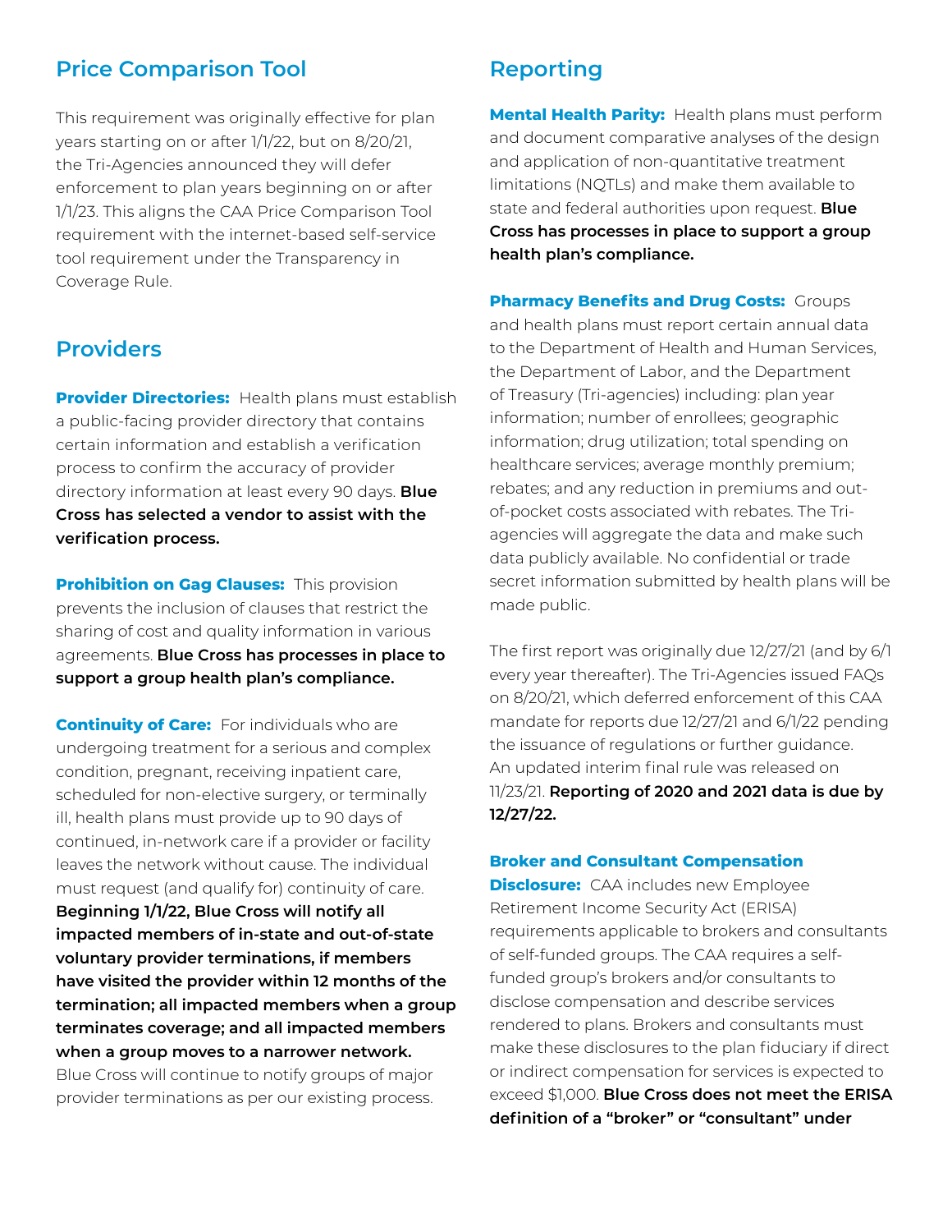## Price Comparison Tool

This requirement was originally effective for plan years starting on or after 1/1/22, but on 8/20/21, the Tri-Agencies announced they will defer enforcement to plan years beginning on or after 1/1/23. This aligns the CAA Price Comparison Tool requirement with the internet-based self-service tool requirement under the Transparency in Coverage Rule.

## Providers

**Provider Directories:** Health plans must establish a public-facing provider directory that contains certain information and establish a verification process to confirm the accuracy of provider directory information at least every 90 days. **Blue Cross has selected a vendor to assist with the verification process.**

**Prohibition on Gag Clauses:** This provision prevents the inclusion of clauses that restrict the sharing of cost and quality information in various agreements. **Blue Cross has processes in place to support a group health plan's compliance.**

**Continuity of Care:** For individuals who are undergoing treatment for a serious and complex condition, pregnant, receiving inpatient care, scheduled for non-elective surgery, or terminally ill, health plans must provide up to 90 days of continued, in-network care if a provider or facility leaves the network without cause. The individual must request (and qualify for) continuity of care. **Beginning 1/1/22, Blue Cross will notify all impacted members of in-state and out-of-state voluntary provider terminations, if members have visited the provider within 12 months of the termination; all impacted members when a group terminates coverage; and all impacted members when a group moves to a narrower network.** Blue Cross will continue to notify groups of major provider terminations as per our existing process.

## Reporting

**Mental Health Parity:** Health plans must perform and document comparative analyses of the design and application of non-quantitative treatment limitations (NQTLs) and make them available to state and federal authorities upon request. **Blue Cross has processes in place to support a group health plan's compliance.**

**Pharmacy Benefits and Drug Costs:** Groups and health plans must report certain annual data to the Department of Health and Human Services, the Department of Labor, and the Department of Treasury (Tri-agencies) including: plan year information; number of enrollees; geographic information; drug utilization; total spending on healthcare services; average monthly premium; rebates; and any reduction in premiums and out-of-pocket costs associated with rebates. The Tri-agencies will aggregate the data and make such data publicly available. No confidential or trade secret information submitted by health plans will be made public.

The first report was originally due 12/27/21 (and by 6/1 every year thereafter). The Tri-Agencies issued FAQs on 8/20/21, which deferred enforcement of this CAA mandate for reports due 12/27/21 and 6/1/22 pending the issuance of regulations or further guidance. An updated interim final rule was released on 11/23/21. **Reporting of 2020 and 2021 data is due by 12/27/22.**

**Broker and Consultant Compensation Disclosure:** CAA includes new Employee Retirement Income Security Act (ERISA) requirements applicable to brokers and consultants of self-funded groups. The CAA requires a self-funded group's brokers and/or consultants to disclose compensation and describe services rendered to plans. Brokers and consultants must make these disclosures to the plan fiduciary if direct or indirect compensation for services is expected to exceed $1,000. **Blue Cross does not meet the ERISA definition of a "broker" or "consultant" under**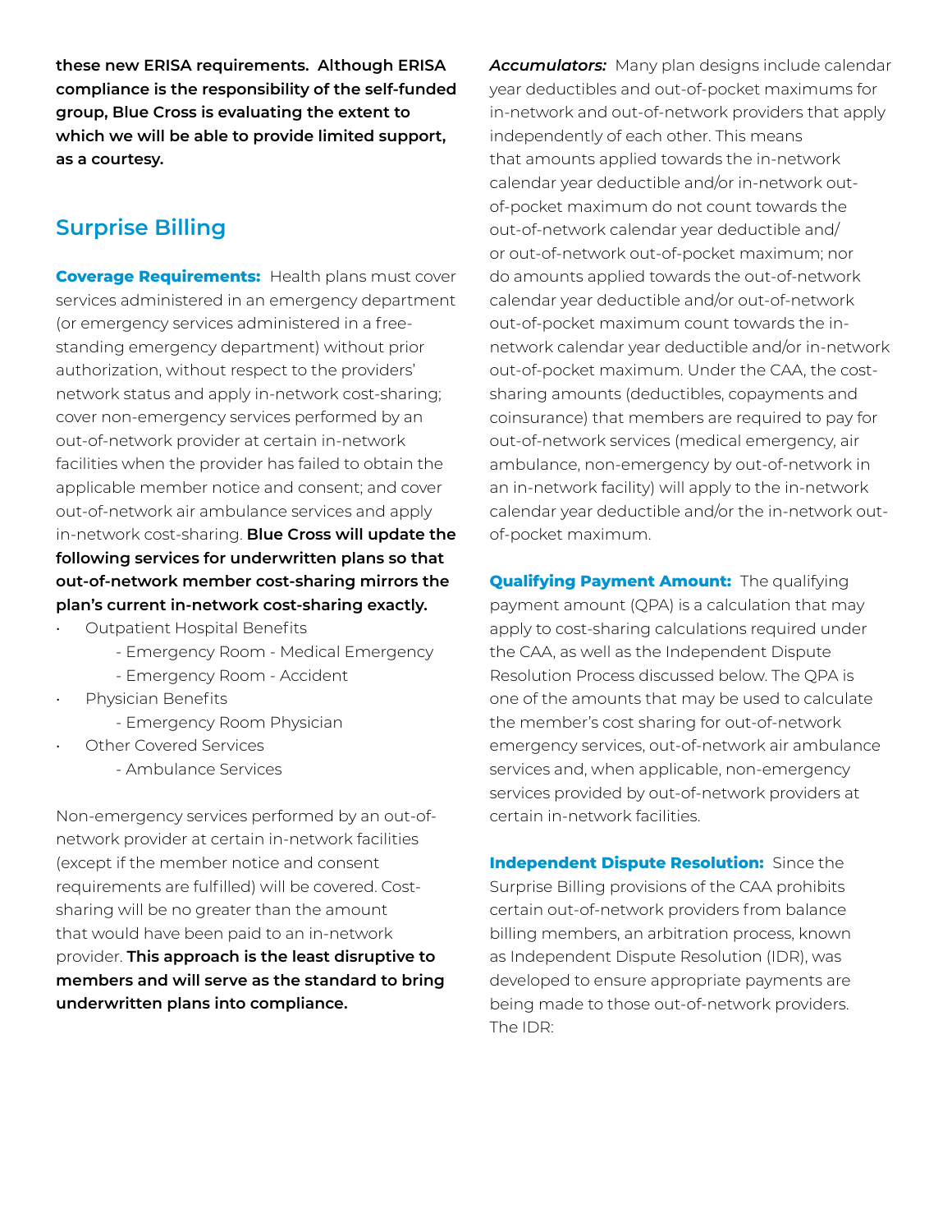**these new ERISA requirements. Although ERISA compliance is the responsibility of the self-funded group, Blue Cross is evaluating the extent to which we will be able to provide limited support, as a courtesy.**

## Surprise Billing

**Coverage Requirements:** Health plans must cover services administered in an emergency department (or emergency services administered in a free-standing emergency department) without prior authorization, without respect to the providers' network status and apply in-network cost-sharing; cover non-emergency services performed by an out-of-network provider at certain in-network facilities when the provider has failed to obtain the applicable member notice and consent; and cover out-of-network air ambulance services and apply in-network cost-sharing. **Blue Cross will update the following services for underwritten plans so that out-of-network member cost-sharing mirrors the plan's current in-network cost-sharing exactly.**

- Outpatient Hospital Benefits
  - Emergency Room - Medical Emergency
  - Emergency Room - Accident
- Physician Benefits
  - Emergency Room Physician
- Other Covered Services
  - Ambulance Services

Non-emergency services performed by an out-of-network provider at certain in-network facilities (except if the member notice and consent requirements are fulfilled) will be covered. Cost-sharing will be no greater than the amount that would have been paid to an in-network provider. **This approach is the least disruptive to members and will serve as the standard to bring underwritten plans into compliance.**

***Accumulators:*** Many plan designs include calendar year deductibles and out-of-pocket maximums for in-network and out-of-network providers that apply independently of each other. This means that amounts applied towards the in-network calendar year deductible and/or in-network out-of-pocket maximum do not count towards the out-of-network calendar year deductible and/or out-of-network out-of-pocket maximum; nor do amounts applied towards the out-of-network calendar year deductible and/or out-of-network out-of-pocket maximum count towards the in-network calendar year deductible and/or in-network out-of-pocket maximum. Under the CAA, the cost-sharing amounts (deductibles, copayments and coinsurance) that members are required to pay for out-of-network services (medical emergency, air ambulance, non-emergency by out-of-network in an in-network facility) will apply to the in-network calendar year deductible and/or the in-network out-of-pocket maximum.

**Qualifying Payment Amount:** The qualifying payment amount (QPA) is a calculation that may apply to cost-sharing calculations required under the CAA, as well as the Independent Dispute Resolution Process discussed below. The QPA is one of the amounts that may be used to calculate the member's cost sharing for out-of-network emergency services, out-of-network air ambulance services and, when applicable, non-emergency services provided by out-of-network providers at certain in-network facilities.

**Independent Dispute Resolution:** Since the Surprise Billing provisions of the CAA prohibits certain out-of-network providers from balance billing members, an arbitration process, known as Independent Dispute Resolution (IDR), was developed to ensure appropriate payments are being made to those out-of-network providers. The IDR: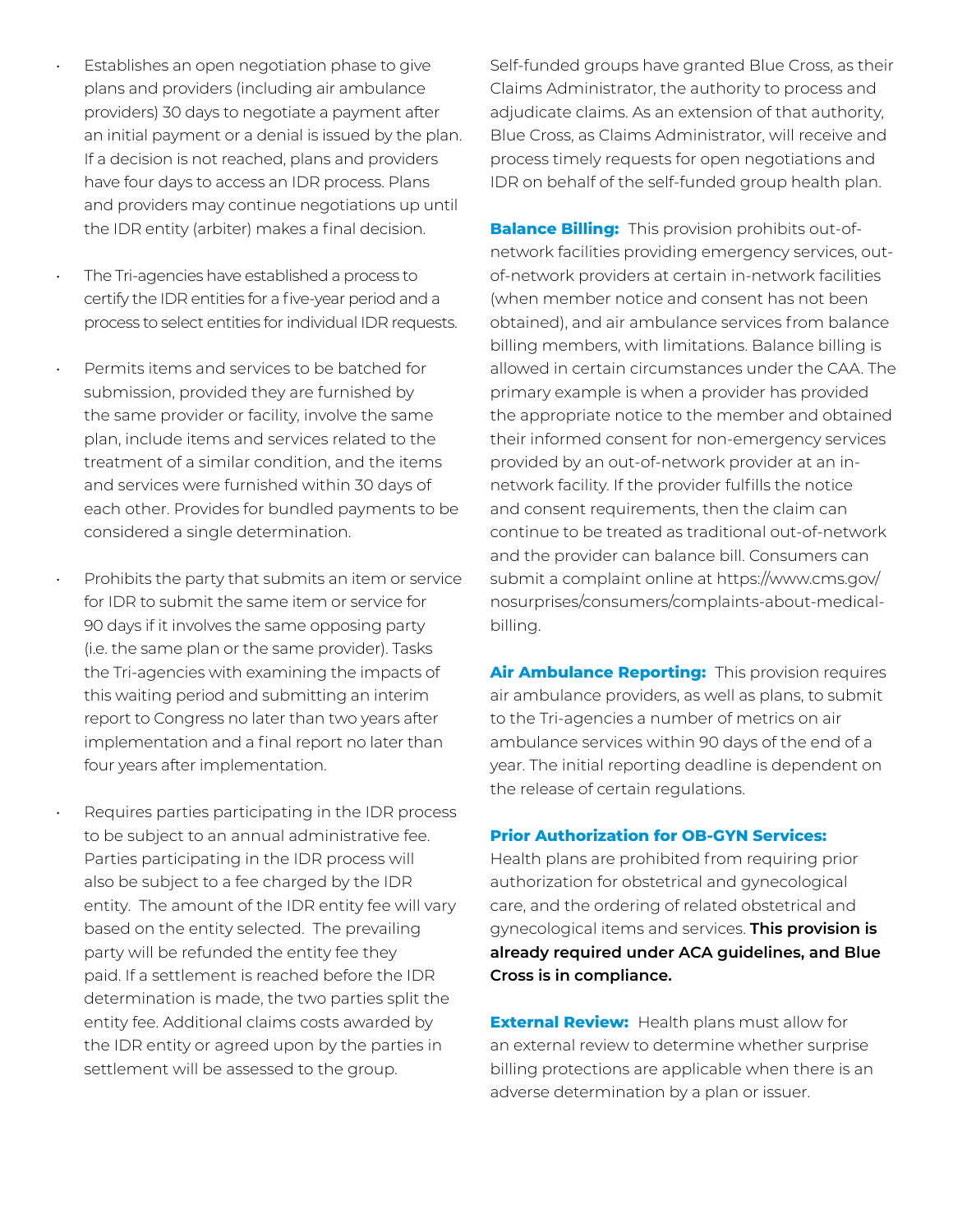- Establishes an open negotiation phase to give plans and providers (including air ambulance providers) 30 days to negotiate a payment after an initial payment or a denial is issued by the plan. If a decision is not reached, plans and providers have four days to access an IDR process. Plans and providers may continue negotiations up until the IDR entity (arbiter) makes a final decision.

- The Tri-agencies have established a process to certify the IDR entities for a five-year period and a process to select entities for individual IDR requests.

- Permits items and services to be batched for submission, provided they are furnished by the same provider or facility, involve the same plan, include items and services related to the treatment of a similar condition, and the items and services were furnished within 30 days of each other. Provides for bundled payments to be considered a single determination.

- Prohibits the party that submits an item or service for IDR to submit the same item or service for 90 days if it involves the same opposing party (i.e. the same plan or the same provider). Tasks the Tri-agencies with examining the impacts of this waiting period and submitting an interim report to Congress no later than two years after implementation and a final report no later than four years after implementation.

- Requires parties participating in the IDR process to be subject to an annual administrative fee. Parties participating in the IDR process will also be subject to a fee charged by the IDR entity. The amount of the IDR entity fee will vary based on the entity selected. The prevailing party will be refunded the entity fee they paid. If a settlement is reached before the IDR determination is made, the two parties split the entity fee. Additional claims costs awarded by the IDR entity or agreed upon by the parties in settlement will be assessed to the group.

Self-funded groups have granted Blue Cross, as their Claims Administrator, the authority to process and adjudicate claims. As an extension of that authority, Blue Cross, as Claims Administrator, will receive and process timely requests for open negotiations and IDR on behalf of the self-funded group health plan.

**Balance Billing:** This provision prohibits out-of-network facilities providing emergency services, out-of-network providers at certain in-network facilities (when member notice and consent has not been obtained), and air ambulance services from balance billing members, with limitations. Balance billing is allowed in certain circumstances under the CAA. The primary example is when a provider has provided the appropriate notice to the member and obtained their informed consent for non-emergency services provided by an out-of-network provider at an in-network facility. If the provider fulfills the notice and consent requirements, then the claim can continue to be treated as traditional out-of-network and the provider can balance bill. Consumers can submit a complaint online at https://www.cms.gov/nosurprises/consumers/complaints-about-medical-billing.

**Air Ambulance Reporting:** This provision requires air ambulance providers, as well as plans, to submit to the Tri-agencies a number of metrics on air ambulance services within 90 days of the end of a year. The initial reporting deadline is dependent on the release of certain regulations.

**Prior Authorization for OB-GYN Services:**
Health plans are prohibited from requiring prior authorization for obstetrical and gynecological care, and the ordering of related obstetrical and gynecological items and services. **This provision is already required under ACA guidelines, and Blue Cross is in compliance.**

**External Review:** Health plans must allow for an external review to determine whether surprise billing protections are applicable when there is an adverse determination by a plan or issuer.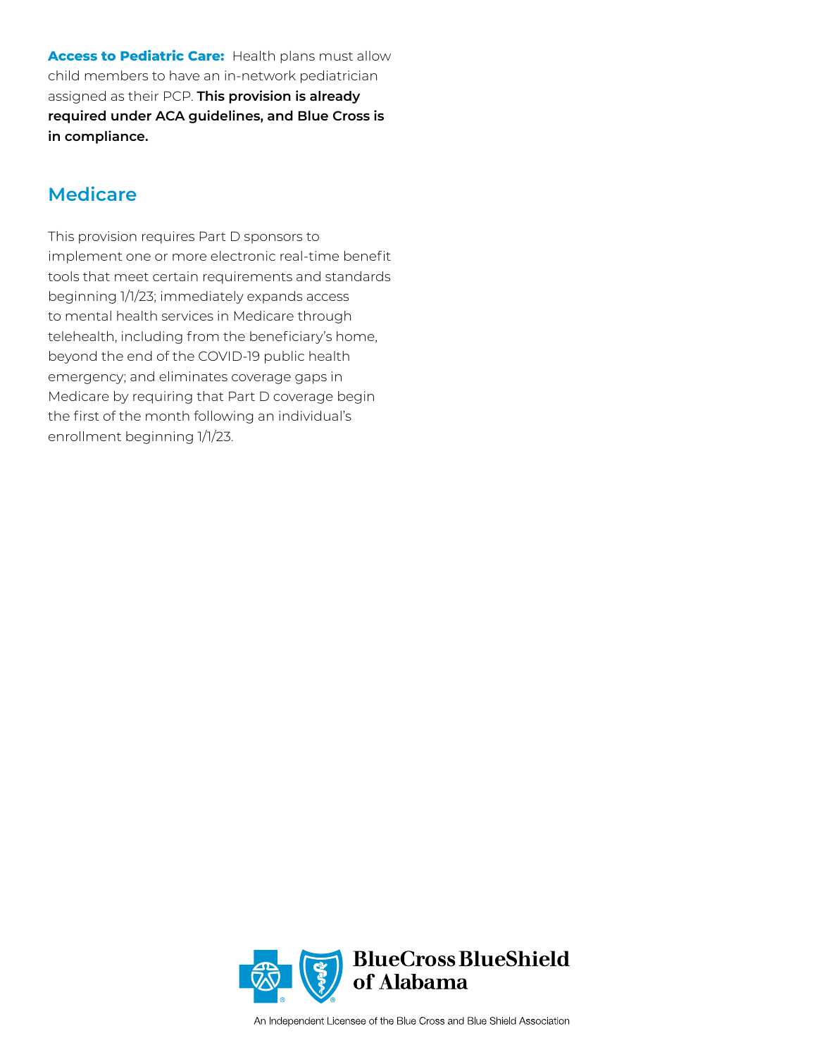**Access to Pediatric Care:** Health plans must allow child members to have an in-network pediatrician assigned as their PCP. **This provision is already required under ACA guidelines, and Blue Cross is in compliance.**

## Medicare

This provision requires Part D sponsors to implement one or more electronic real-time benefit tools that meet certain requirements and standards beginning 1/1/23; immediately expands access to mental health services in Medicare through telehealth, including from the beneficiary's home, beyond the end of the COVID-19 public health emergency; and eliminates coverage gaps in Medicare by requiring that Part D coverage begin the first of the month following an individual's enrollment beginning 1/1/23.

BlueCross BlueShield of Alabama

An Independent Licensee of the Blue Cross and Blue Shield Association